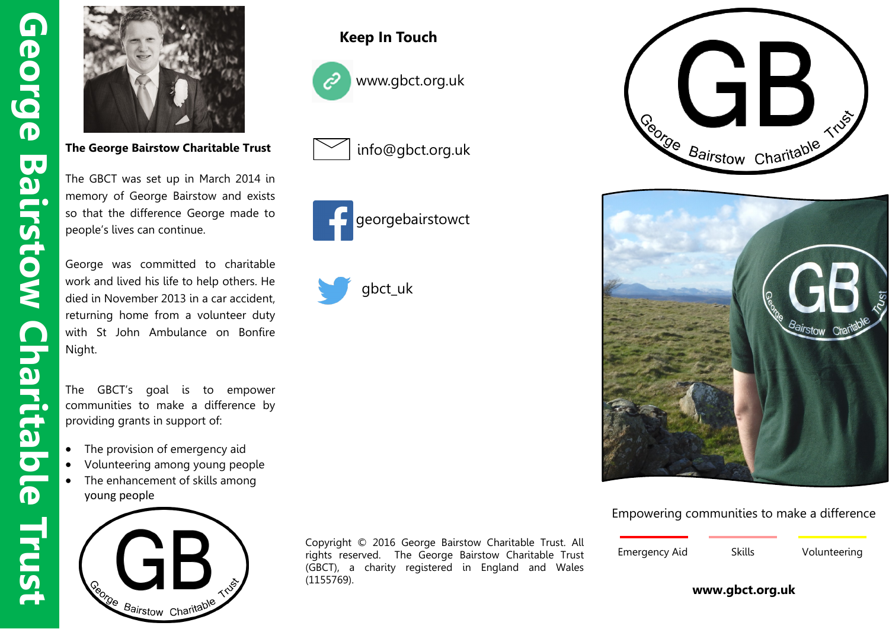# George Bairstow Charitable Trust

**The George Bairstow Charitable Trust**

The GBCT was set up in March 2014 in memory of George Bairstow and exists so that the difference George made to people's lives can continue.

George was committed to charitable work and lived his life to help others. He died in November 2013 in a car accident, returning home from a volunteer duty with St John Ambulance on Bonfire Night.

The GBCT's goal is to empower communities to make a difference by providing grants in support of:

- The provision of emergency aid
- Volunteering among young people
- The enhancement of skills among young people

GB George Bairstow Charitable Trust

## Keep In Touch

www.gbct.org.uk

info@gbct.org.uk

georgebairstowct

gbct_uk

Copyright © 2016 George Bairstow Charitable Trust. All rights reserved. The George Bairstow Charitable Trust (GBCT), a charity registered in England and Wales (1155769).

GB George Bairstow Charitable Trust

Empowering communities to make a difference

Emergency Aid | Skills | Volunteering

**www.gbct.org.uk**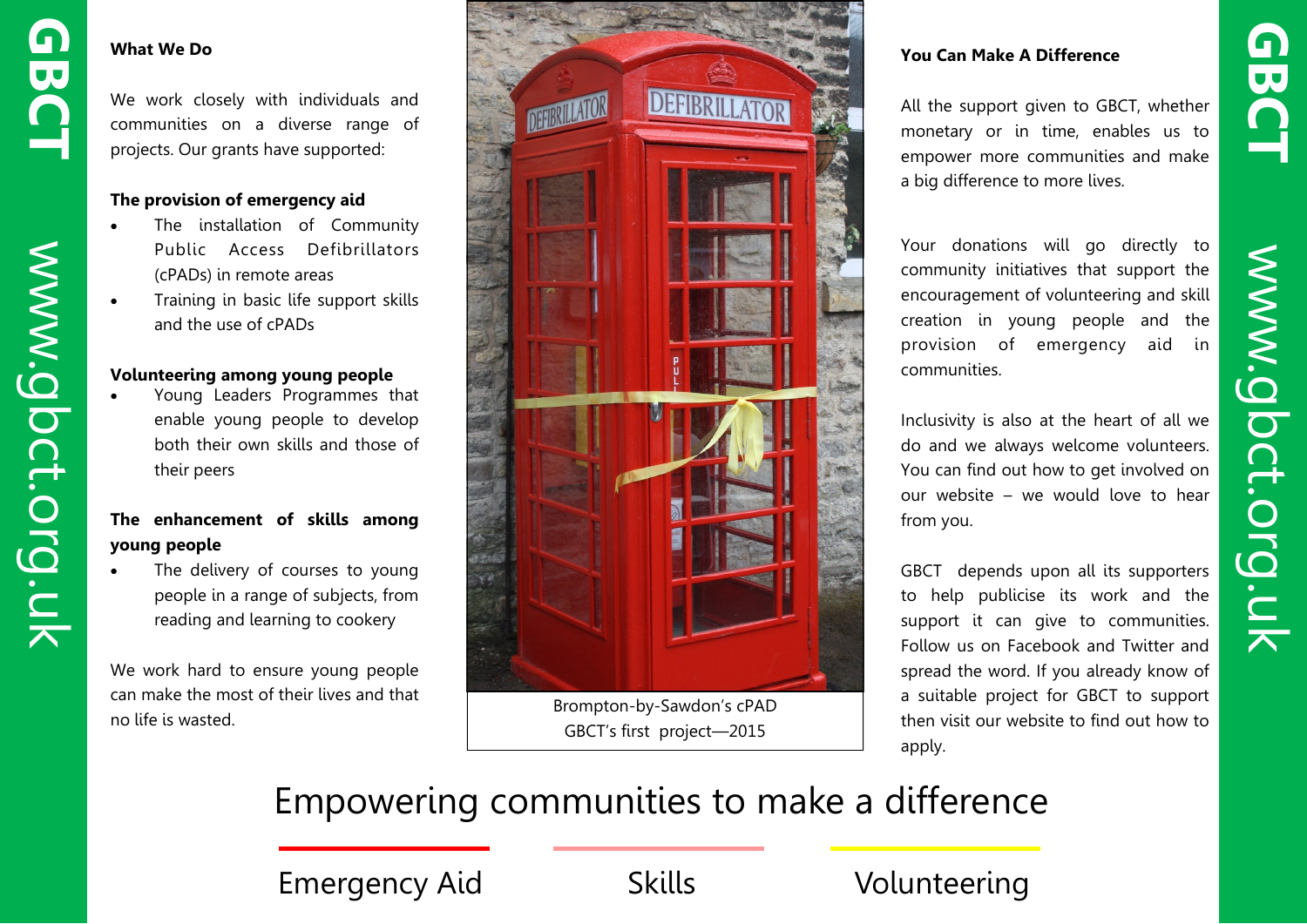## What We Do

We work closely with individuals and communities on a diverse range of projects. Our grants have supported:

**The provision of emergency aid**

- The installation of Community Public Access Defibrillators (cPADs) in remote areas
- Training in basic life support skills and the use of cPADs

**Volunteering among young people**

- Young Leaders Programmes that enable young people to develop both their own skills and those of their peers

**The enhancement of skills among young people**

- The delivery of courses to young people in a range of subjects, from reading and learning to cookery

We work hard to ensure young people can make the most of their lives and that no life is wasted.

Brompton-by-Sawdon's cPAD
GBCT's first project—2015

## You Can Make A Difference

All the support given to GBCT, whether monetary or in time, enables us to empower more communities and make a big difference to more lives.

Your donations will go directly to community initiatives that support the encouragement of volunteering and skill creation in young people and the provision of emergency aid in communities.

Inclusivity is also at the heart of all we do and we always welcome volunteers. You can find out how to get involved on our website – we would love to hear from you.

GBCT depends upon all its supporters to help publicise its work and the support it can give to communities. Follow us on Facebook and Twitter and spread the word. If you already know of a suitable project for GBCT to support then visit our website to find out how to apply.

# Empowering communities to make a difference

Emergency Aid | Skills | Volunteering

GBCT www.gbct.org.uk